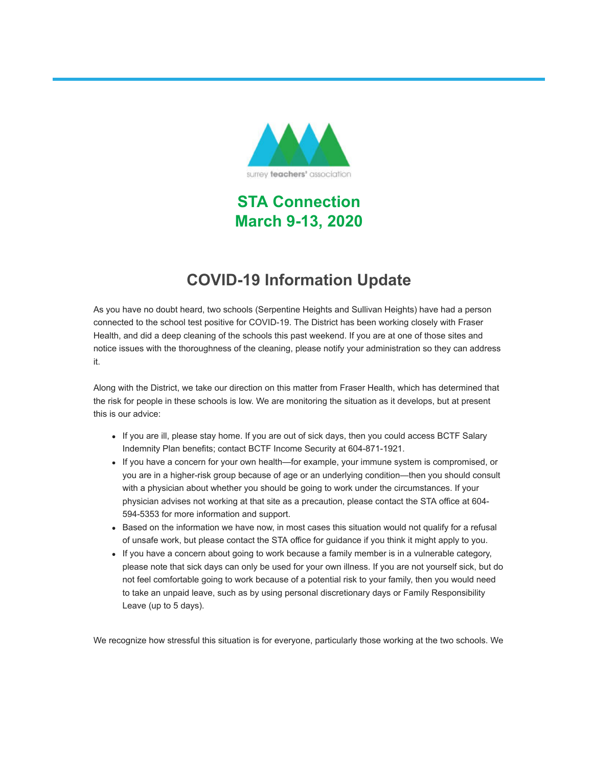surrey teachers' association

# STA Connection
# March 9-13, 2020

## COVID-19 Information Update

As you have no doubt heard, two schools (Serpentine Heights and Sullivan Heights) have had a person connected to the school test positive for COVID-19. The District has been working closely with Fraser Health, and did a deep cleaning of the schools this past weekend. If you are at one of those sites and notice issues with the thoroughness of the cleaning, please notify your administration so they can address it.

Along with the District, we take our direction on this matter from Fraser Health, which has determined that the risk for people in these schools is low. We are monitoring the situation as it develops, but at present this is our advice:

- If you are ill, please stay home. If you are out of sick days, then you could access BCTF Salary Indemnity Plan benefits; contact BCTF Income Security at 604-871-1921.
- If you have a concern for your own health—for example, your immune system is compromised, or you are in a higher-risk group because of age or an underlying condition—then you should consult with a physician about whether you should be going to work under the circumstances. If your physician advises not working at that site as a precaution, please contact the STA office at 604-594-5353 for more information and support.
- Based on the information we have now, in most cases this situation would not qualify for a refusal of unsafe work, but please contact the STA office for guidance if you think it might apply to you.
- If you have a concern about going to work because a family member is in a vulnerable category, please note that sick days can only be used for your own illness. If you are not yourself sick, but do not feel comfortable going to work because of a potential risk to your family, then you would need to take an unpaid leave, such as by using personal discretionary days or Family Responsibility Leave (up to 5 days).

We recognize how stressful this situation is for everyone, particularly those working at the two schools. We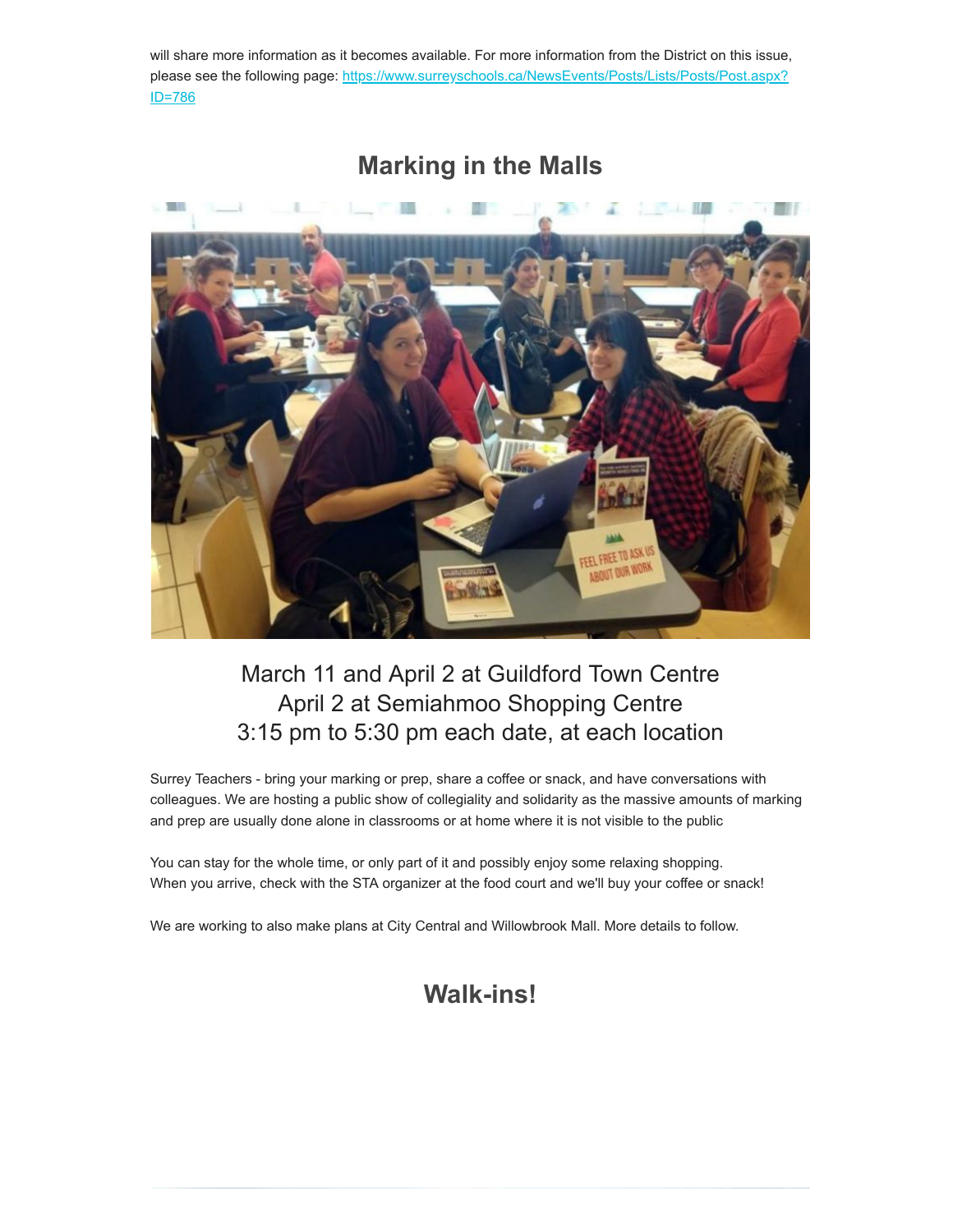will share more information as it becomes available. For more information from the District on this issue, please see the following page: [https://www.surreyschools.ca/NewsEvents/Posts/Lists/Posts/Post.aspx?ID=786](https://www.surreyschools.ca/NewsEvents/Posts/Lists/Posts/Post.aspx?ID=786)

## Marking in the Malls

March 11 and April 2 at Guildford Town Centre
April 2 at Semiahmoo Shopping Centre
3:15 pm to 5:30 pm each date, at each location

Surrey Teachers - bring your marking or prep, share a coffee or snack, and have conversations with colleagues. We are hosting a public show of collegiality and solidarity as the massive amounts of marking and prep are usually done alone in classrooms or at home where it is not visible to the public

You can stay for the whole time, or only part of it and possibly enjoy some relaxing shopping.
When you arrive, check with the STA organizer at the food court and we'll buy your coffee or snack!

We are working to also make plans at City Central and Willowbrook Mall. More details to follow.

## Walk-ins!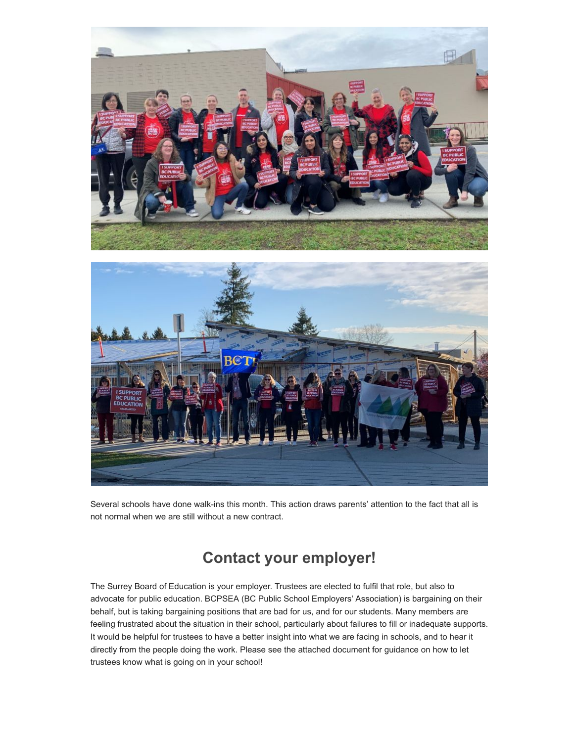Several schools have done walk-ins this month. This action draws parents' attention to the fact that all is not normal when we are still without a new contract.

## Contact your employer!

The Surrey Board of Education is your employer. Trustees are elected to fulfil that role, but also to advocate for public education. BCPSEA (BC Public School Employers' Association) is bargaining on their behalf, but is taking bargaining positions that are bad for us, and for our students. Many members are feeling frustrated about the situation in their school, particularly about failures to fill or inadequate supports. It would be helpful for trustees to have a better insight into what we are facing in schools, and to hear it directly from the people doing the work. Please see the attached document for guidance on how to let trustees know what is going on in your school!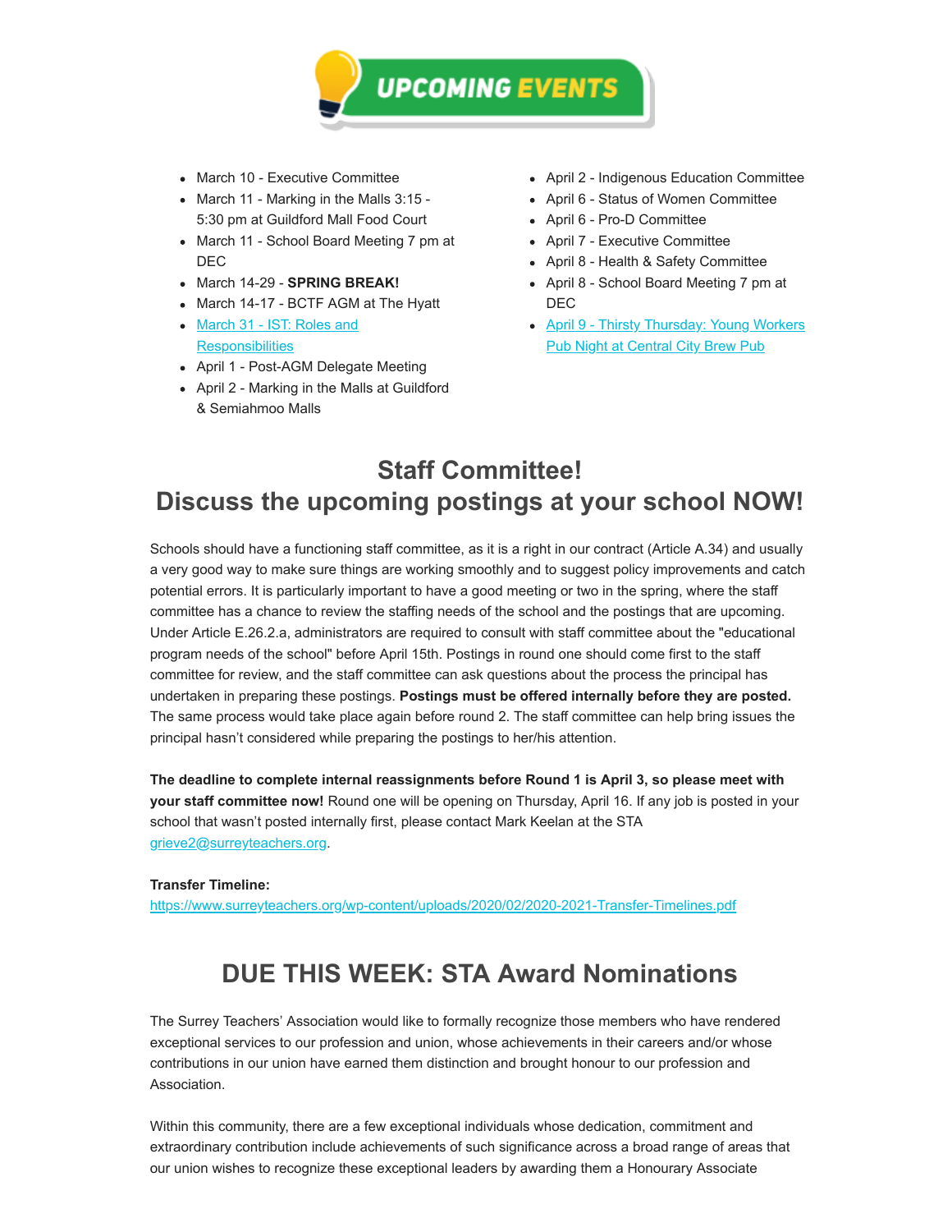# UPCOMING EVENTS

- March 10 - Executive Committee
- March 11 - Marking in the Malls 3:15 - 5:30 pm at Guildford Mall Food Court
- March 11 - School Board Meeting 7 pm at DEC
- March 14-29 - **SPRING BREAK!**
- March 14-17 - BCTF AGM at The Hyatt
- March 31 - IST: Roles and Responsibilities
- April 1 - Post-AGM Delegate Meeting
- April 2 - Marking in the Malls at Guildford & Semiahmoo Malls
- April 2 - Indigenous Education Committee
- April 6 - Status of Women Committee
- April 6 - Pro-D Committee
- April 7 - Executive Committee
- April 8 - Health & Safety Committee
- April 8 - School Board Meeting 7 pm at DEC
- April 9 - Thirsty Thursday: Young Workers Pub Night at Central City Brew Pub

## Staff Committee!
## Discuss the upcoming postings at your school NOW!

Schools should have a functioning staff committee, as it is a right in our contract (Article A.34) and usually a very good way to make sure things are working smoothly and to suggest policy improvements and catch potential errors. It is particularly important to have a good meeting or two in the spring, where the staff committee has a chance to review the staffing needs of the school and the postings that are upcoming. Under Article E.26.2.a, administrators are required to consult with staff committee about the "educational program needs of the school" before April 15th. Postings in round one should come first to the staff committee for review, and the staff committee can ask questions about the process the principal has undertaken in preparing these postings. **Postings must be offered internally before they are posted.** The same process would take place again before round 2. The staff committee can help bring issues the principal hasn't considered while preparing the postings to her/his attention.

**The deadline to complete internal reassignments before Round 1 is April 3, so please meet with your staff committee now!** Round one will be opening on Thursday, April 16. If any job is posted in your school that wasn't posted internally first, please contact Mark Keelan at the STA grieve2@surreyteachers.org.

**Transfer Timeline:**
https://www.surreyteachers.org/wp-content/uploads/2020/02/2020-2021-Transfer-Timelines.pdf

## DUE THIS WEEK: STA Award Nominations

The Surrey Teachers' Association would like to formally recognize those members who have rendered exceptional services to our profession and union, whose achievements in their careers and/or whose contributions in our union have earned them distinction and brought honour to our profession and Association.

Within this community, there are a few exceptional individuals whose dedication, commitment and extraordinary contribution include achievements of such significance across a broad range of areas that our union wishes to recognize these exceptional leaders by awarding them a Honourary Associate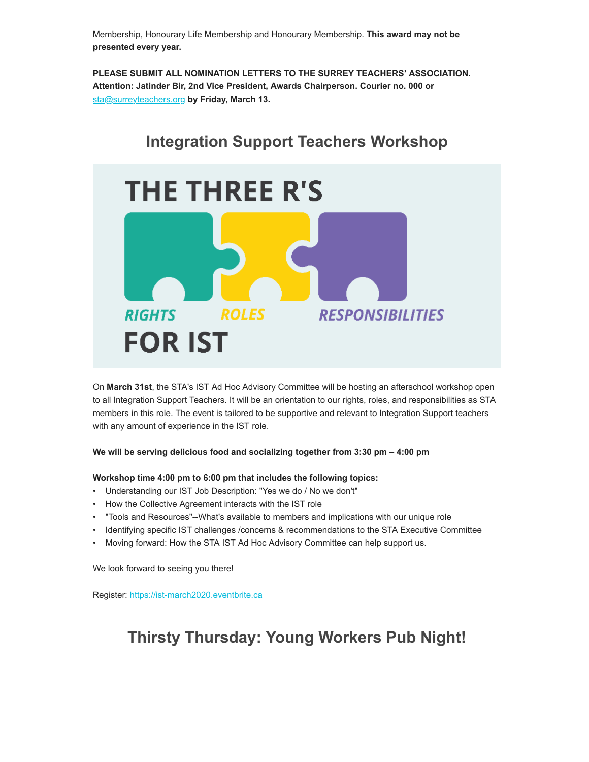Membership, Honourary Life Membership and Honourary Membership. **This award may not be presented every year.**

**PLEASE SUBMIT ALL NOMINATION LETTERS TO THE SURREY TEACHERS' ASSOCIATION. Attention: Jatinder Bir, 2nd Vice President, Awards Chairperson. Courier no. 000 or** sta@surreyteachers.org **by Friday, March 13.**

## Integration Support Teachers Workshop

THE THREE R'S

RIGHTS ROLES RESPONSIBILITIES

FOR IST

On **March 31st**, the STA's IST Ad Hoc Advisory Committee will be hosting an afterschool workshop open to all Integration Support Teachers. It will be an orientation to our rights, roles, and responsibilities as STA members in this role. The event is tailored to be supportive and relevant to Integration Support teachers with any amount of experience in the IST role.

**We will be serving delicious food and socializing together from 3:30 pm – 4:00 pm**

**Workshop time 4:00 pm to 6:00 pm that includes the following topics:**

- Understanding our IST Job Description: "Yes we do / No we don't"
- How the Collective Agreement interacts with the IST role
- "Tools and Resources"--What's available to members and implications with our unique role
- Identifying specific IST challenges /concerns & recommendations to the STA Executive Committee
- Moving forward: How the STA IST Ad Hoc Advisory Committee can help support us.

We look forward to seeing you there!

Register: https://ist-march2020.eventbrite.ca

## Thirsty Thursday: Young Workers Pub Night!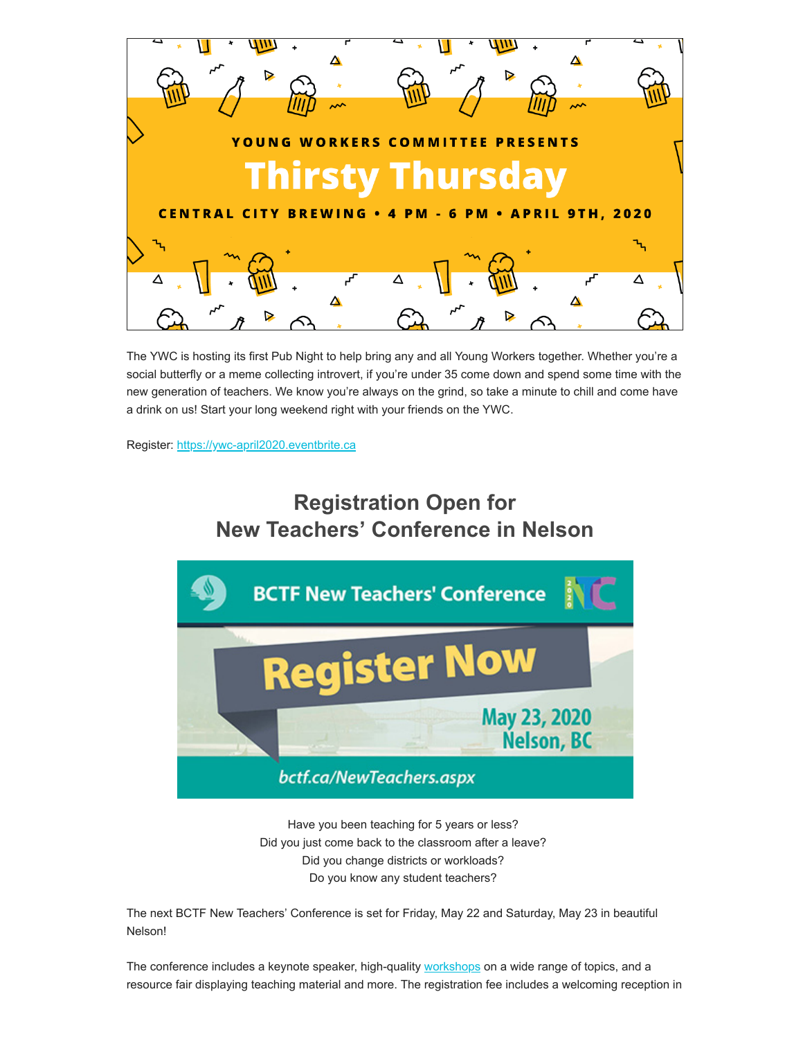YOUNG WORKERS COMMITTEE PRESENTS

# Thirsty Thursday

CENTRAL CITY BREWING • 4 PM - 6 PM • APRIL 9TH, 2020

The YWC is hosting its first Pub Night to help bring any and all Young Workers together. Whether you're a social butterfly or a meme collecting introvert, if you're under 35 come down and spend some time with the new generation of teachers. We know you're always on the grind, so take a minute to chill and come have a drink on us! Start your long weekend right with your friends on the YWC.

Register: https://ywc-april2020.eventbrite.ca

## Registration Open for New Teachers' Conference in Nelson

BCTF New Teachers' Conference

NTC 2020

Register Now

May 23, 2020
Nelson, BC

bctf.ca/NewTeachers.aspx

Have you been teaching for 5 years or less?
Did you just come back to the classroom after a leave?
Did you change districts or workloads?
Do you know any student teachers?

The next BCTF New Teachers' Conference is set for Friday, May 22 and Saturday, May 23 in beautiful Nelson!

The conference includes a keynote speaker, high-quality workshops on a wide range of topics, and a resource fair displaying teaching material and more. The registration fee includes a welcoming reception in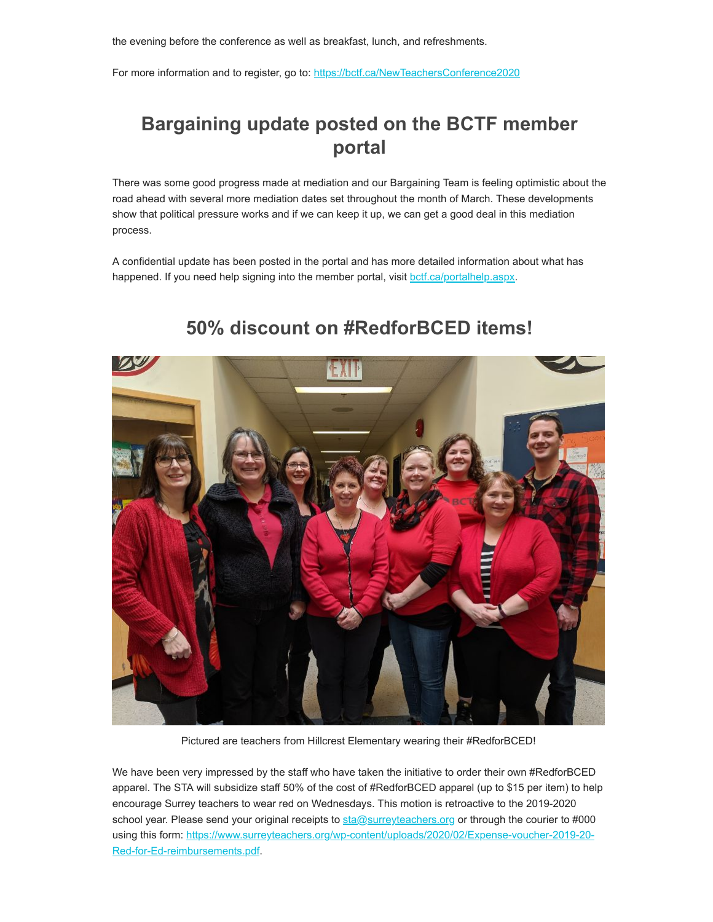the evening before the conference as well as breakfast, lunch, and refreshments.

For more information and to register, go to: https://bctf.ca/NewTeachersConference2020

## Bargaining update posted on the BCTF member portal

There was some good progress made at mediation and our Bargaining Team is feeling optimistic about the road ahead with several more mediation dates set throughout the month of March. These developments show that political pressure works and if we can keep it up, we can get a good deal in this mediation process.

A confidential update has been posted in the portal and has more detailed information about what has happened. If you need help signing into the member portal, visit bctf.ca/portalhelp.aspx.

## 50% discount on #RedforBCED items!

Pictured are teachers from Hillcrest Elementary wearing their #RedforBCED!

We have been very impressed by the staff who have taken the initiative to order their own #RedforBCED apparel. The STA will subsidize staff 50% of the cost of #RedforBCED apparel (up to $15 per item) to help encourage Surrey teachers to wear red on Wednesdays. This motion is retroactive to the 2019-2020 school year. Please send your original receipts to sta@surreyteachers.org or through the courier to #000 using this form: https://www.surreyteachers.org/wp-content/uploads/2020/02/Expense-voucher-2019-20-Red-for-Ed-reimbursements.pdf.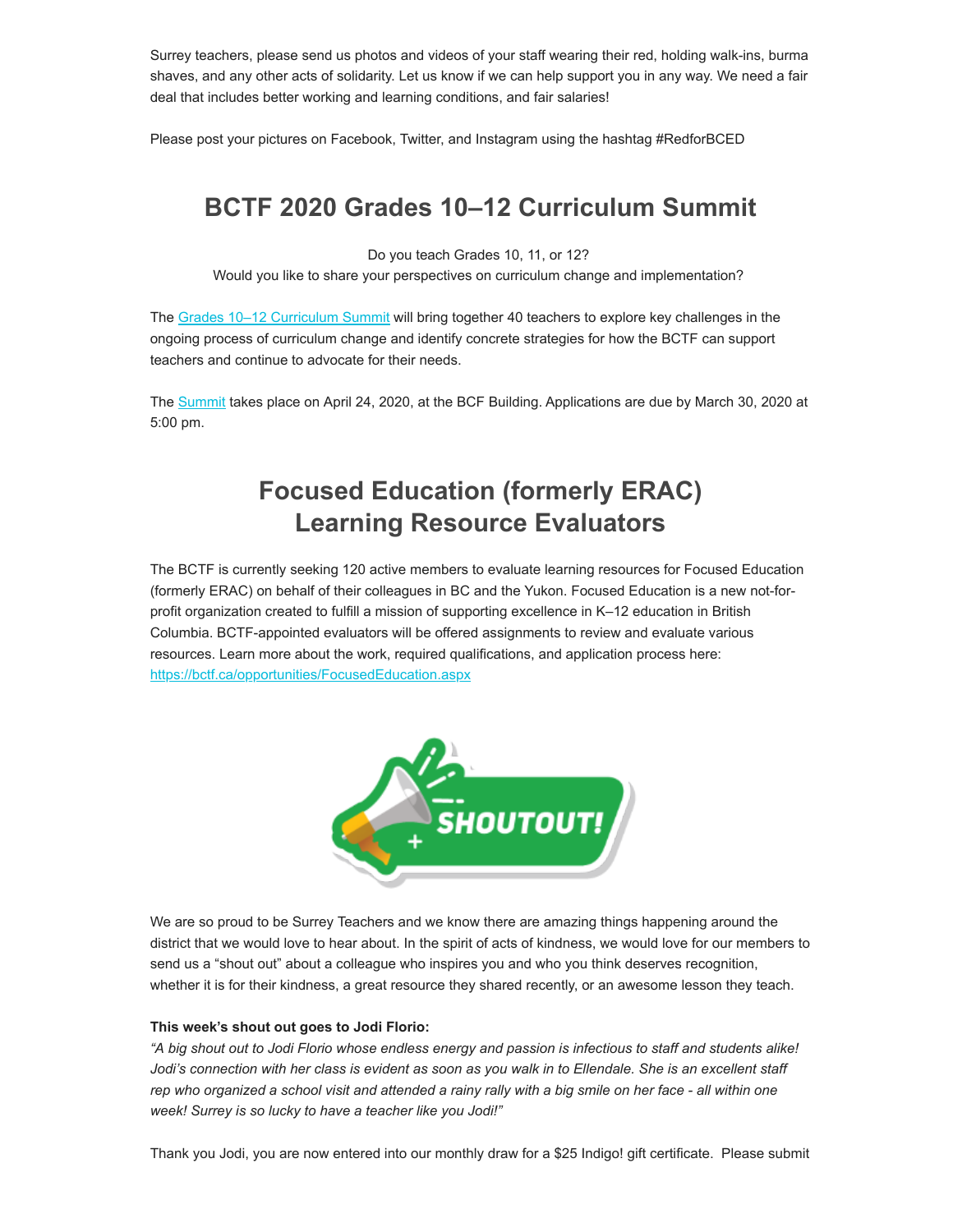Surrey teachers, please send us photos and videos of your staff wearing their red, holding walk-ins, burma shaves, and any other acts of solidarity. Let us know if we can help support you in any way. We need a fair deal that includes better working and learning conditions, and fair salaries!

Please post your pictures on Facebook, Twitter, and Instagram using the hashtag #RedforBCED

## BCTF 2020 Grades 10–12 Curriculum Summit

Do you teach Grades 10, 11, or 12?
Would you like to share your perspectives on curriculum change and implementation?

The Grades 10–12 Curriculum Summit will bring together 40 teachers to explore key challenges in the ongoing process of curriculum change and identify concrete strategies for how the BCTF can support teachers and continue to advocate for their needs.

The Summit takes place on April 24, 2020, at the BCF Building. Applications are due by March 30, 2020 at 5:00 pm.

## Focused Education (formerly ERAC) Learning Resource Evaluators

The BCTF is currently seeking 120 active members to evaluate learning resources for Focused Education (formerly ERAC) on behalf of their colleagues in BC and the Yukon. Focused Education is a new not-for-profit organization created to fulfill a mission of supporting excellence in K–12 education in British Columbia. BCTF-appointed evaluators will be offered assignments to review and evaluate various resources. Learn more about the work, required qualifications, and application process here: https://bctf.ca/opportunities/FocusedEducation.aspx

SHOUTOUT!

We are so proud to be Surrey Teachers and we know there are amazing things happening around the district that we would love to hear about. In the spirit of acts of kindness, we would love for our members to send us a "shout out" about a colleague who inspires you and who you think deserves recognition, whether it is for their kindness, a great resource they shared recently, or an awesome lesson they teach.

**This week's shout out goes to Jodi Florio:**

*"A big shout out to Jodi Florio whose endless energy and passion is infectious to staff and students alike! Jodi's connection with her class is evident as soon as you walk in to Ellendale. She is an excellent staff rep who organized a school visit and attended a rainy rally with a big smile on her face - all within one week! Surrey is so lucky to have a teacher like you Jodi!"*

Thank you Jodi, you are now entered into our monthly draw for a $25 Indigo! gift certificate. Please submit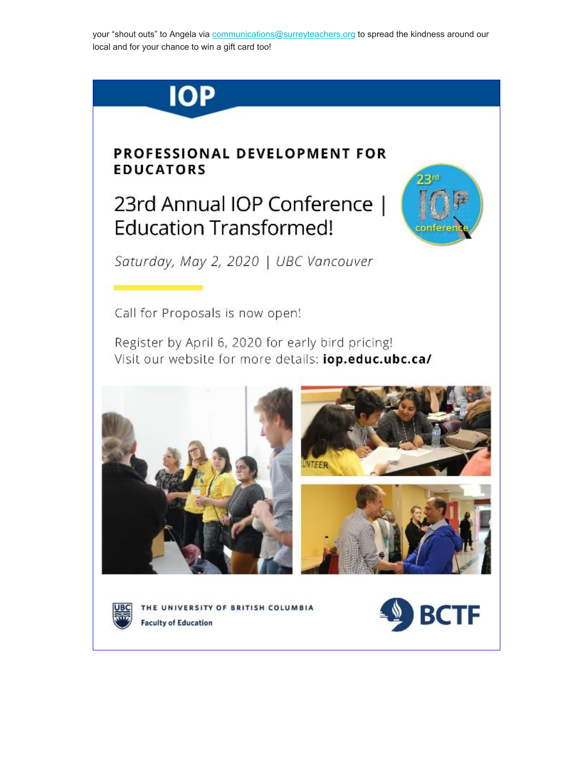your “shout outs” to Angela via communications@surreyteachers.org to spread the kindness around our local and for your chance to win a gift card too!

# IOP

## PROFESSIONAL DEVELOPMENT FOR EDUCATORS

## 23rd Annual IOP Conference | Education Transformed!

*Saturday, May 2, 2020 | UBC Vancouver*

Call for Proposals is now open!

Register by April 6, 2020 for early bird pricing!
Visit our website for more details: **iop.educ.ubc.ca/**

THE UNIVERSITY OF BRITISH COLUMBIA
Faculty of Education

BCTF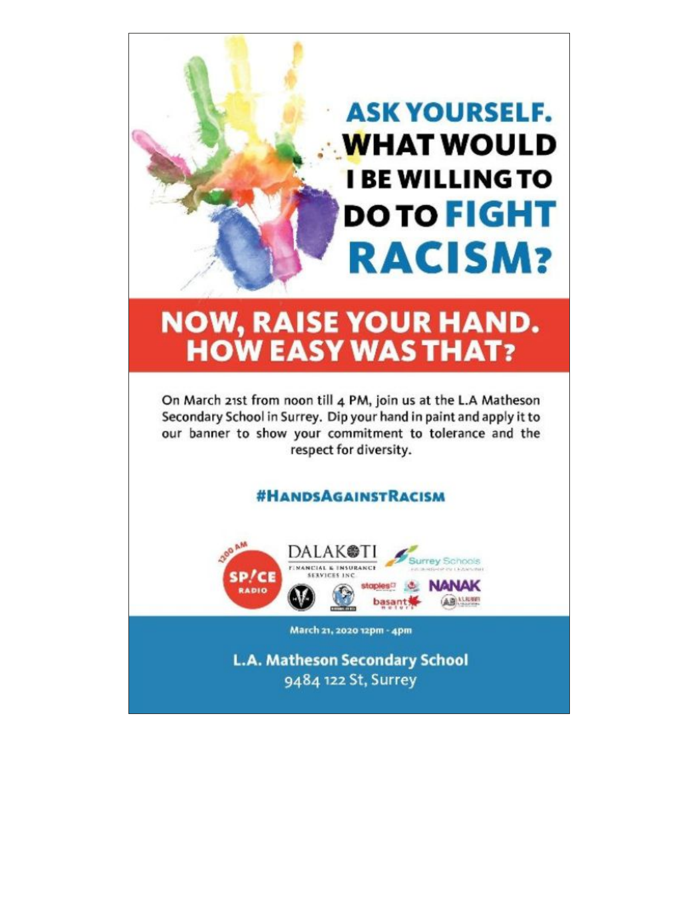# ASK YOURSELF. WHAT WOULD I BE WILLING TO DO TO FIGHT RACISM?

## NOW, RAISE YOUR HAND. HOW EASY WAS THAT?

On March 21st from noon till 4 PM, join us at the L.A Matheson Secondary School in Surrey. Dip your hand in paint and apply it to our banner to show your commitment to tolerance and the respect for diversity.

**#HandsAgainstRacism**

1200 AM SPICE RADIO

DALAKOTI FINANCIAL & INSURANCE SERVICES INC.

Surrey Schools

staples

NANAK

basant motors

March 21, 2020 12pm - 4pm

**L.A. Matheson Secondary School**

9484 122 St, Surrey